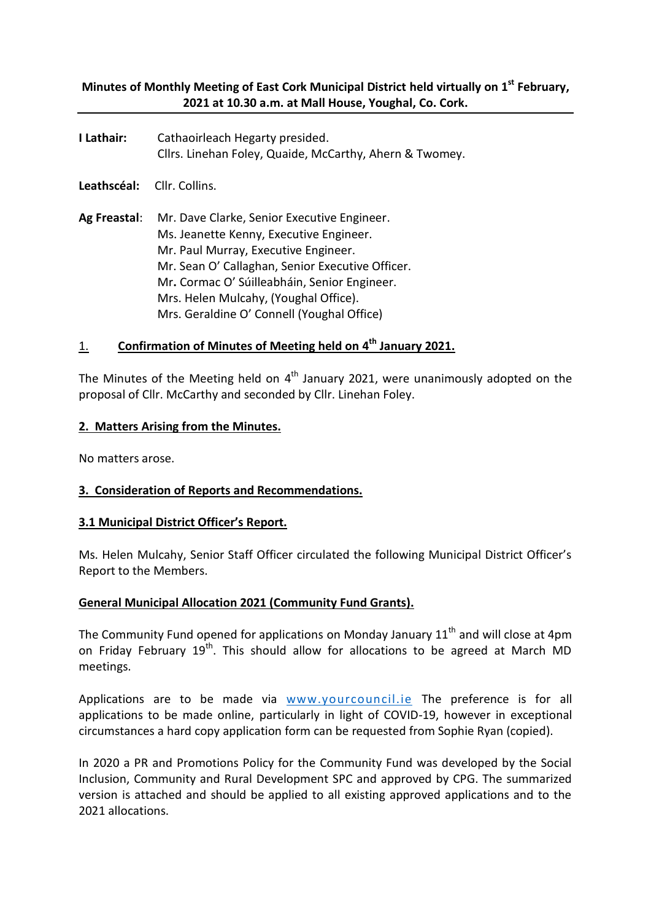**Minutes of Monthly Meeting of East Cork Municipal District held virtually on 1st February, 2021 at 10.30 a.m. at Mall House, Youghal, Co. Cork.**

---

**I Lathair:** Cathaoirleach Hegarty presided.
Cllrs. Linehan Foley, Quaide, McCarthy, Ahern & Twomey.

**Leathscéal:** Cllr. Collins.

**Ag Freastal:** Mr. Dave Clarke, Senior Executive Engineer.
Ms. Jeanette Kenny, Executive Engineer.
Mr. Paul Murray, Executive Engineer.
Mr. Sean O' Callaghan, Senior Executive Officer.
Mr. Cormac O' Súilleabháin, Senior Engineer.
Mrs. Helen Mulcahy, (Youghal Office).
Mrs. Geraldine O' Connell (Youghal Office)

## 1. Confirmation of Minutes of Meeting held on 4th January 2021.

The Minutes of the Meeting held on 4th January 2021, were unanimously adopted on the proposal of Cllr. McCarthy and seconded by Cllr. Linehan Foley.

## 2. Matters Arising from the Minutes.

No matters arose.

## 3. Consideration of Reports and Recommendations.

### 3.1 Municipal District Officer's Report.

Ms. Helen Mulcahy, Senior Staff Officer circulated the following Municipal District Officer's Report to the Members.

**General Municipal Allocation 2021 (Community Fund Grants).**

The Community Fund opened for applications on Monday January 11th and will close at 4pm on Friday February 19th. This should allow for allocations to be agreed at March MD meetings.

Applications are to be made via www.yourcouncil.ie The preference is for all applications to be made online, particularly in light of COVID-19, however in exceptional circumstances a hard copy application form can be requested from Sophie Ryan (copied).

In 2020 a PR and Promotions Policy for the Community Fund was developed by the Social Inclusion, Community and Rural Development SPC and approved by CPG. The summarized version is attached and should be applied to all existing approved applications and to the 2021 allocations.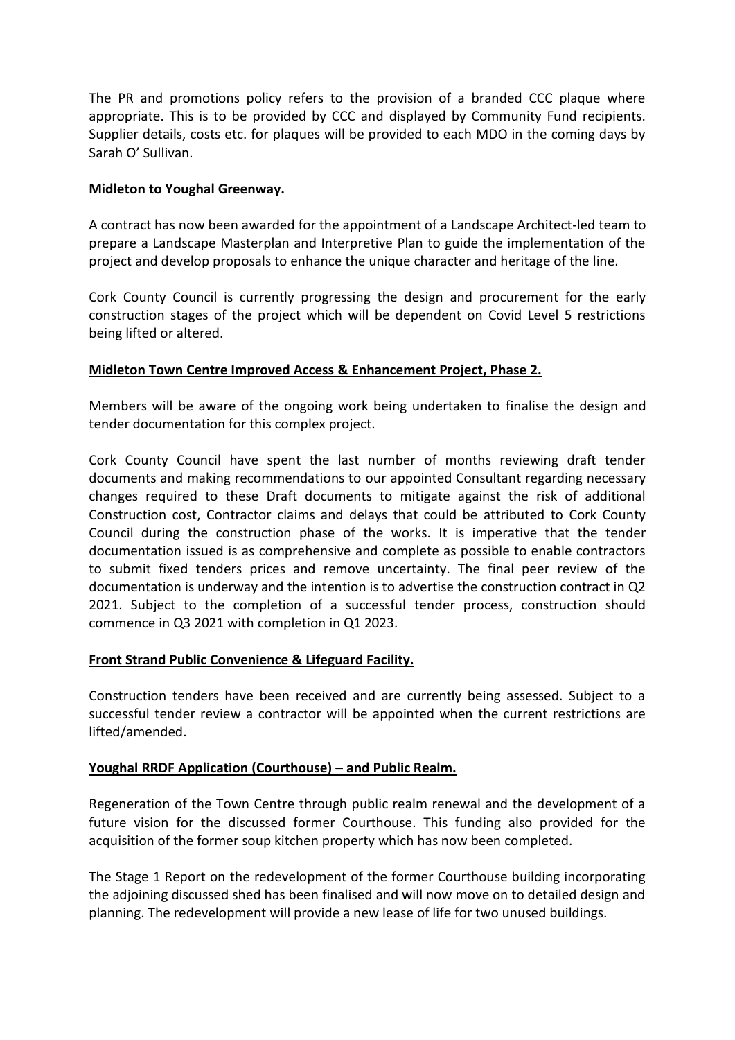The PR and promotions policy refers to the provision of a branded CCC plaque where appropriate. This is to be provided by CCC and displayed by Community Fund recipients. Supplier details, costs etc. for plaques will be provided to each MDO in the coming days by Sarah O' Sullivan.

**Midleton to Youghal Greenway.**

A contract has now been awarded for the appointment of a Landscape Architect-led team to prepare a Landscape Masterplan and Interpretive Plan to guide the implementation of the project and develop proposals to enhance the unique character and heritage of the line.

Cork County Council is currently progressing the design and procurement for the early construction stages of the project which will be dependent on Covid Level 5 restrictions being lifted or altered.

**Midleton Town Centre Improved Access & Enhancement Project, Phase 2.**

Members will be aware of the ongoing work being undertaken to finalise the design and tender documentation for this complex project.

Cork County Council have spent the last number of months reviewing draft tender documents and making recommendations to our appointed Consultant regarding necessary changes required to these Draft documents to mitigate against the risk of additional Construction cost, Contractor claims and delays that could be attributed to Cork County Council during the construction phase of the works. It is imperative that the tender documentation issued is as comprehensive and complete as possible to enable contractors to submit fixed tenders prices and remove uncertainty. The final peer review of the documentation is underway and the intention is to advertise the construction contract in Q2 2021. Subject to the completion of a successful tender process, construction should commence in Q3 2021 with completion in Q1 2023.

**Front Strand Public Convenience & Lifeguard Facility.**

Construction tenders have been received and are currently being assessed. Subject to a successful tender review a contractor will be appointed when the current restrictions are lifted/amended.

**Youghal RRDF Application (Courthouse) – and Public Realm.**

Regeneration of the Town Centre through public realm renewal and the development of a future vision for the discussed former Courthouse. This funding also provided for the acquisition of the former soup kitchen property which has now been completed.

The Stage 1 Report on the redevelopment of the former Courthouse building incorporating the adjoining discussed shed has been finalised and will now move on to detailed design and planning. The redevelopment will provide a new lease of life for two unused buildings.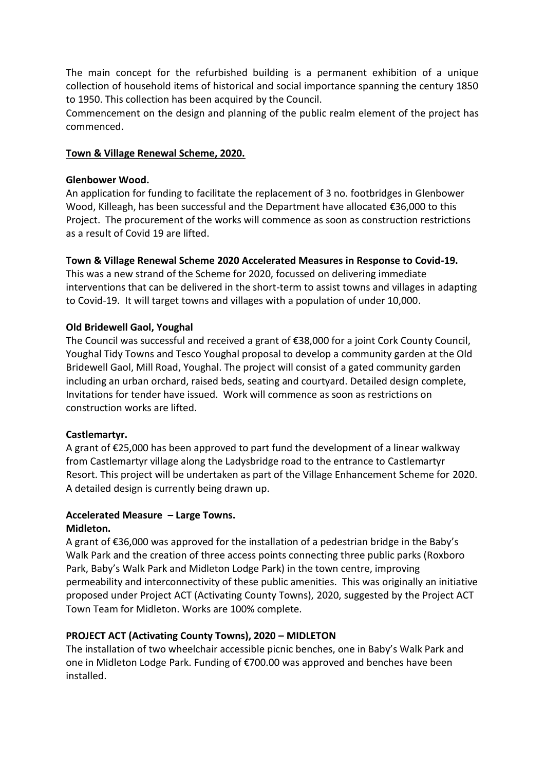The main concept for the refurbished building is a permanent exhibition of a unique collection of household items of historical and social importance spanning the century 1850 to 1950. This collection has been acquired by the Council.
Commencement on the design and planning of the public realm element of the project has commenced.

## <u>Town & Village Renewal Scheme, 2020.</u>

**Glenbower Wood.**
An application for funding to facilitate the replacement of 3 no. footbridges in Glenbower Wood, Killeagh, has been successful and the Department have allocated €36,000 to this Project. The procurement of the works will commence as soon as construction restrictions as a result of Covid 19 are lifted.

**Town & Village Renewal Scheme 2020 Accelerated Measures in Response to Covid-19.**
This was a new strand of the Scheme for 2020, focussed on delivering immediate interventions that can be delivered in the short-term to assist towns and villages in adapting to Covid-19. It will target towns and villages with a population of under 10,000.

**Old Bridewell Gaol, Youghal**
The Council was successful and received a grant of €38,000 for a joint Cork County Council, Youghal Tidy Towns and Tesco Youghal proposal to develop a community garden at the Old Bridewell Gaol, Mill Road, Youghal. The project will consist of a gated community garden including an urban orchard, raised beds, seating and courtyard. Detailed design complete, Invitations for tender have issued. Work will commence as soon as restrictions on construction works are lifted.

**Castlemartyr.**
A grant of €25,000 has been approved to part fund the development of a linear walkway from Castlemartyr village along the Ladysbridge road to the entrance to Castlemartyr Resort. This project will be undertaken as part of the Village Enhancement Scheme for 2020. A detailed design is currently being drawn up.

**Accelerated Measure – Large Towns.**
**Midleton.**
A grant of €36,000 was approved for the installation of a pedestrian bridge in the Baby's Walk Park and the creation of three access points connecting three public parks (Roxboro Park, Baby's Walk Park and Midleton Lodge Park) in the town centre, improving permeability and interconnectivity of these public amenities. This was originally an initiative proposed under Project ACT (Activating County Towns), 2020, suggested by the Project ACT Town Team for Midleton. Works are 100% complete.

**PROJECT ACT (Activating County Towns), 2020 – MIDLETON**
The installation of two wheelchair accessible picnic benches, one in Baby's Walk Park and one in Midleton Lodge Park. Funding of €700.00 was approved and benches have been installed.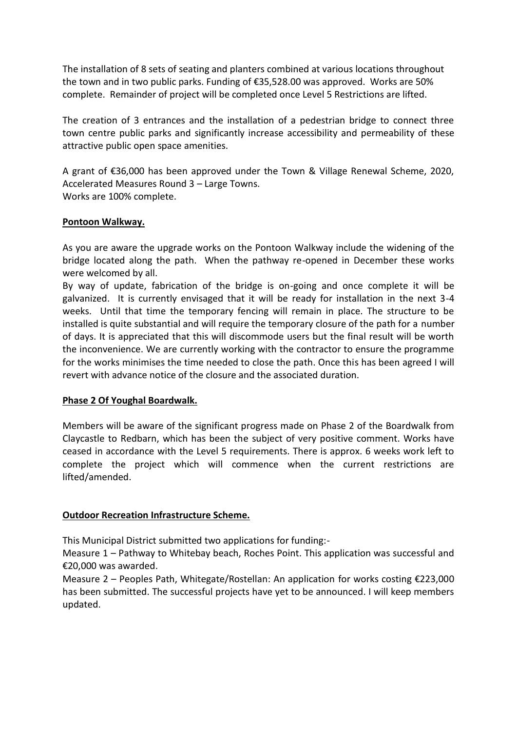The installation of 8 sets of seating and planters combined at various locations throughout the town and in two public parks. Funding of €35,528.00 was approved. Works are 50% complete. Remainder of project will be completed once Level 5 Restrictions are lifted.

The creation of 3 entrances and the installation of a pedestrian bridge to connect three town centre public parks and significantly increase accessibility and permeability of these attractive public open space amenities.

A grant of €36,000 has been approved under the Town & Village Renewal Scheme, 2020, Accelerated Measures Round 3 – Large Towns.
Works are 100% complete.

**Pontoon Walkway.**

As you are aware the upgrade works on the Pontoon Walkway include the widening of the bridge located along the path. When the pathway re-opened in December these works were welcomed by all.
By way of update, fabrication of the bridge is on-going and once complete it will be galvanized. It is currently envisaged that it will be ready for installation in the next 3-4 weeks. Until that time the temporary fencing will remain in place. The structure to be installed is quite substantial and will require the temporary closure of the path for a number of days. It is appreciated that this will discommode users but the final result will be worth the inconvenience. We are currently working with the contractor to ensure the programme for the works minimises the time needed to close the path. Once this has been agreed I will revert with advance notice of the closure and the associated duration.

**Phase 2 Of Youghal Boardwalk.**

Members will be aware of the significant progress made on Phase 2 of the Boardwalk from Claycastle to Redbarn, which has been the subject of very positive comment. Works have ceased in accordance with the Level 5 requirements. There is approx. 6 weeks work left to complete the project which will commence when the current restrictions are lifted/amended.

**Outdoor Recreation Infrastructure Scheme.**

This Municipal District submitted two applications for funding:-
Measure 1 – Pathway to Whitebay beach, Roches Point. This application was successful and €20,000 was awarded.
Measure 2 – Peoples Path, Whitegate/Rostellan: An application for works costing €223,000 has been submitted. The successful projects have yet to be announced. I will keep members updated.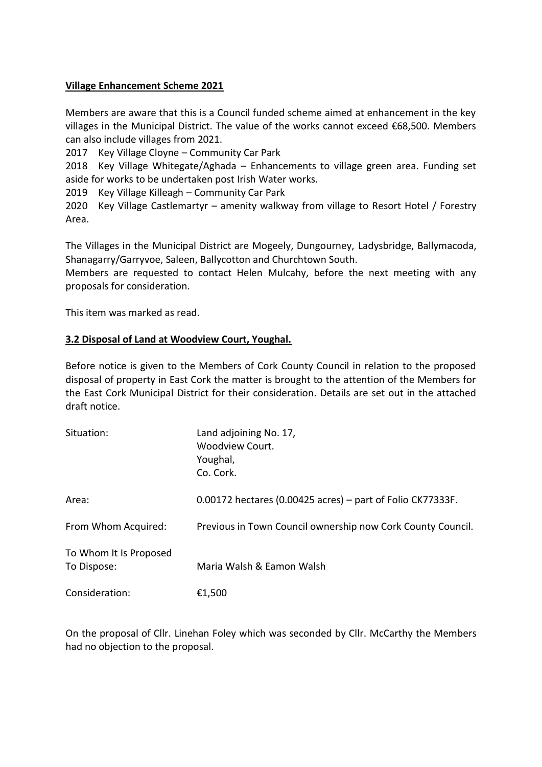**Village Enhancement Scheme 2021**

Members are aware that this is a Council funded scheme aimed at enhancement in the key villages in the Municipal District. The value of the works cannot exceed €68,500. Members can also include villages from 2021.

2017 Key Village Cloyne – Community Car Park

2018 Key Village Whitegate/Aghada – Enhancements to village green area. Funding set aside for works to be undertaken post Irish Water works.

2019 Key Village Killeagh – Community Car Park

2020 Key Village Castlemartyr – amenity walkway from village to Resort Hotel / Forestry Area.

The Villages in the Municipal District are Mogeely, Dungourney, Ladysbridge, Ballymacoda, Shanagarry/Garryvoe, Saleen, Ballycotton and Churchtown South.

Members are requested to contact Helen Mulcahy, before the next meeting with any proposals for consideration.

This item was marked as read.

**3.2 Disposal of Land at Woodview Court, Youghal.**

Before notice is given to the Members of Cork County Council in relation to the proposed disposal of property in East Cork the matter is brought to the attention of the Members for the East Cork Municipal District for their consideration. Details are set out in the attached draft notice.

| | |
|---|---|
| Situation: | Land adjoining No. 17, Woodview Court. Youghal, Co. Cork. |
| Area: | 0.00172 hectares (0.00425 acres) – part of Folio CK77333F. |
| From Whom Acquired: | Previous in Town Council ownership now Cork County Council. |
| To Whom It Is Proposed To Dispose: | Maria Walsh & Eamon Walsh |
| Consideration: | €1,500 |

On the proposal of Cllr. Linehan Foley which was seconded by Cllr. McCarthy the Members had no objection to the proposal.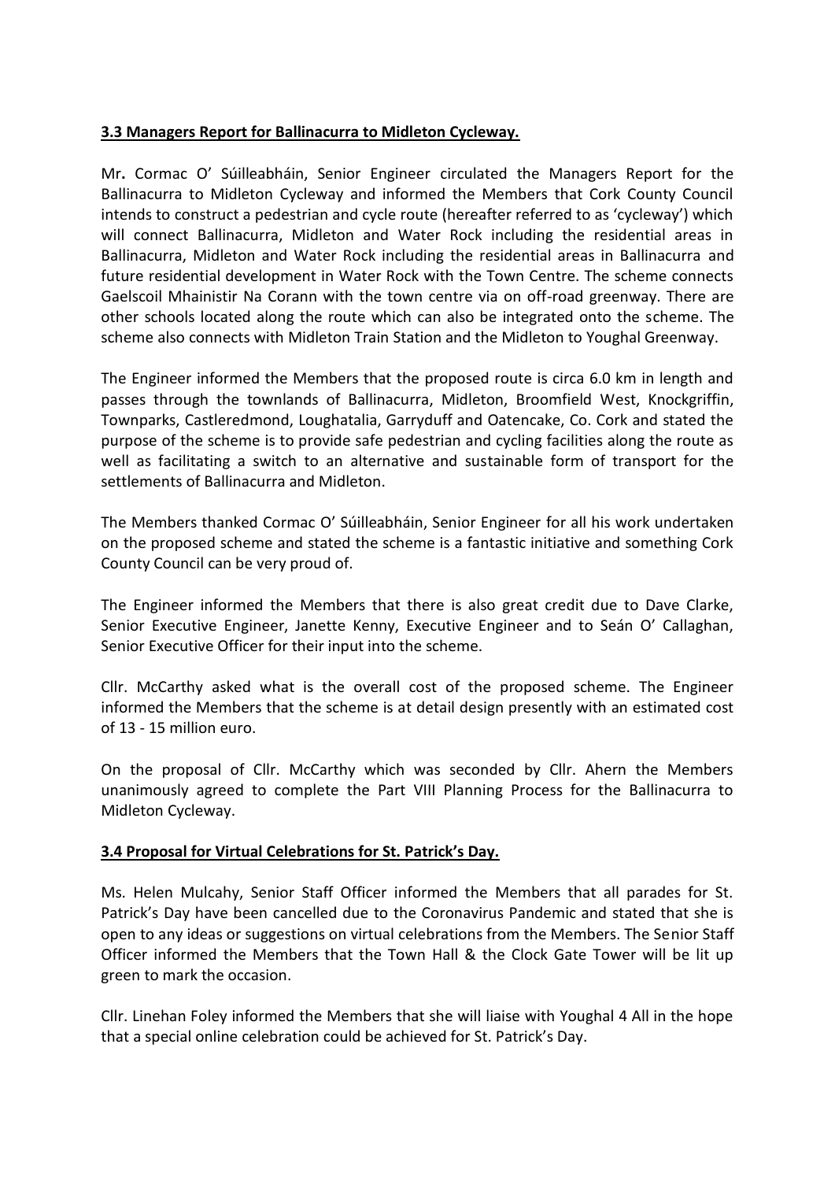**3.3 Managers Report for Ballinacurra to Midleton Cycleway.**

Mr**.** Cormac O' Súilleabháin, Senior Engineer circulated the Managers Report for the Ballinacurra to Midleton Cycleway and informed the Members that Cork County Council intends to construct a pedestrian and cycle route (hereafter referred to as 'cycleway') which will connect Ballinacurra, Midleton and Water Rock including the residential areas in Ballinacurra, Midleton and Water Rock including the residential areas in Ballinacurra and future residential development in Water Rock with the Town Centre. The scheme connects Gaelscoil Mhainistir Na Corann with the town centre via on off-road greenway. There are other schools located along the route which can also be integrated onto the scheme. The scheme also connects with Midleton Train Station and the Midleton to Youghal Greenway.

The Engineer informed the Members that the proposed route is circa 6.0 km in length and passes through the townlands of Ballinacurra, Midleton, Broomfield West, Knockgriffin, Townparks, Castleredmond, Loughatalia, Garryduff and Oatencake, Co. Cork and stated the purpose of the scheme is to provide safe pedestrian and cycling facilities along the route as well as facilitating a switch to an alternative and sustainable form of transport for the settlements of Ballinacurra and Midleton.

The Members thanked Cormac O' Súilleabháin, Senior Engineer for all his work undertaken on the proposed scheme and stated the scheme is a fantastic initiative and something Cork County Council can be very proud of.

The Engineer informed the Members that there is also great credit due to Dave Clarke, Senior Executive Engineer, Janette Kenny, Executive Engineer and to Seán O' Callaghan, Senior Executive Officer for their input into the scheme.

Cllr. McCarthy asked what is the overall cost of the proposed scheme. The Engineer informed the Members that the scheme is at detail design presently with an estimated cost of 13 - 15 million euro.

On the proposal of Cllr. McCarthy which was seconded by Cllr. Ahern the Members unanimously agreed to complete the Part VIII Planning Process for the Ballinacurra to Midleton Cycleway.

**3.4 Proposal for Virtual Celebrations for St. Patrick's Day.**

Ms. Helen Mulcahy, Senior Staff Officer informed the Members that all parades for St. Patrick's Day have been cancelled due to the Coronavirus Pandemic and stated that she is open to any ideas or suggestions on virtual celebrations from the Members. The Senior Staff Officer informed the Members that the Town Hall & the Clock Gate Tower will be lit up green to mark the occasion.

Cllr. Linehan Foley informed the Members that she will liaise with Youghal 4 All in the hope that a special online celebration could be achieved for St. Patrick's Day.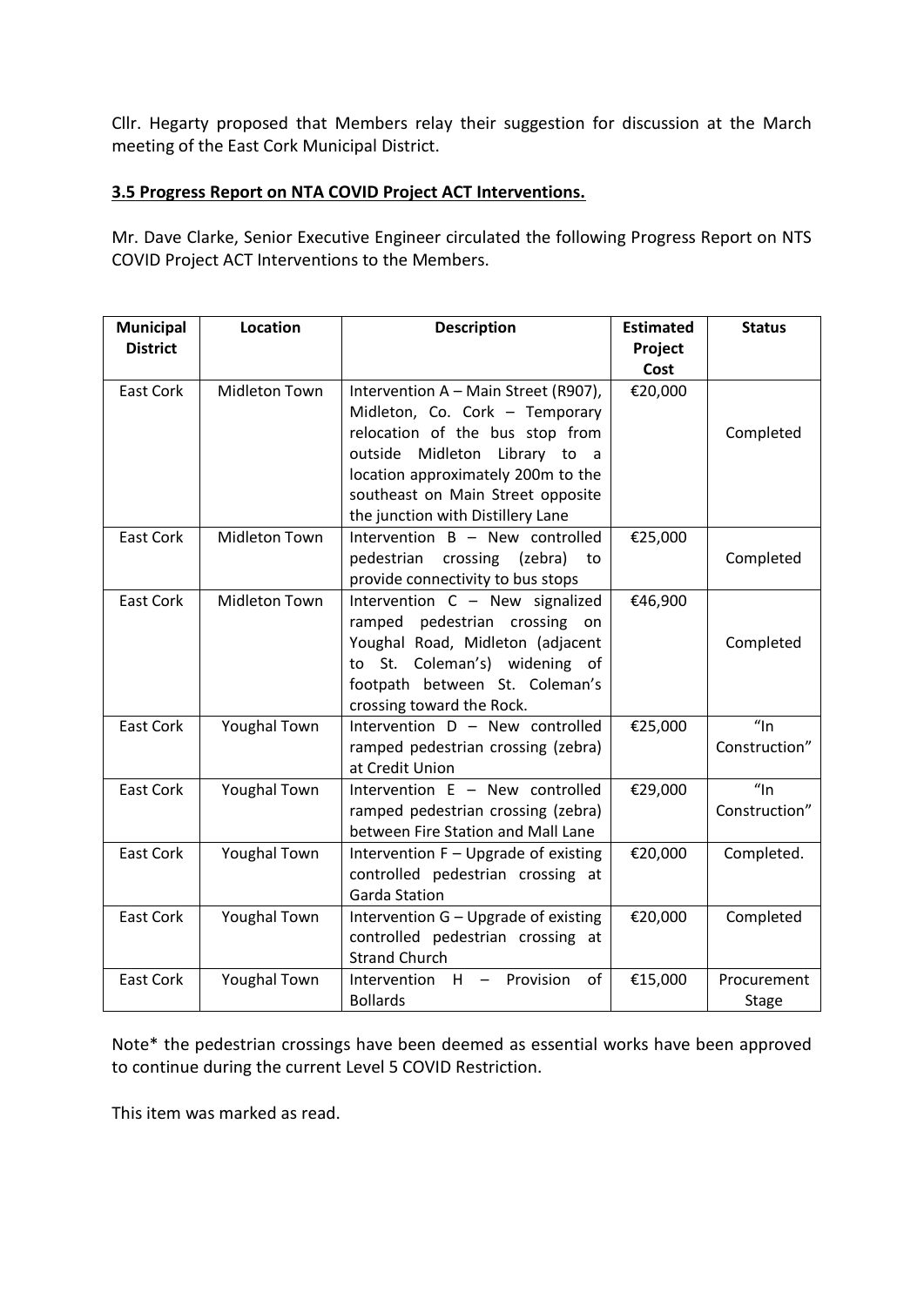Cllr. Hegarty proposed that Members relay their suggestion for discussion at the March meeting of the East Cork Municipal District.

**3.5 Progress Report on NTA COVID Project ACT Interventions.**

Mr. Dave Clarke, Senior Executive Engineer circulated the following Progress Report on NTS COVID Project ACT Interventions to the Members.

| Municipal District | Location | Description | Estimated Project Cost | Status |
|---|---|---|---|---|
| East Cork | Midleton Town | Intervention A – Main Street (R907), Midleton, Co. Cork – Temporary relocation of the bus stop from outside Midleton Library to a location approximately 200m to the southeast on Main Street opposite the junction with Distillery Lane | €20,000 | Completed |
| East Cork | Midleton Town | Intervention B – New controlled pedestrian crossing (zebra) to provide connectivity to bus stops | €25,000 | Completed |
| East Cork | Midleton Town | Intervention C – New signalized ramped pedestrian crossing on Youghal Road, Midleton (adjacent to St. Coleman's) widening of footpath between St. Coleman's crossing toward the Rock. | €46,900 | Completed |
| East Cork | Youghal Town | Intervention D – New controlled ramped pedestrian crossing (zebra) at Credit Union | €25,000 | "In Construction" |
| East Cork | Youghal Town | Intervention E – New controlled ramped pedestrian crossing (zebra) between Fire Station and Mall Lane | €29,000 | "In Construction" |
| East Cork | Youghal Town | Intervention F – Upgrade of existing controlled pedestrian crossing at Garda Station | €20,000 | Completed. |
| East Cork | Youghal Town | Intervention G – Upgrade of existing controlled pedestrian crossing at Strand Church | €20,000 | Completed |
| East Cork | Youghal Town | Intervention H – Provision of Bollards | €15,000 | Procurement Stage |

Note* the pedestrian crossings have been deemed as essential works have been approved to continue during the current Level 5 COVID Restriction.

This item was marked as read.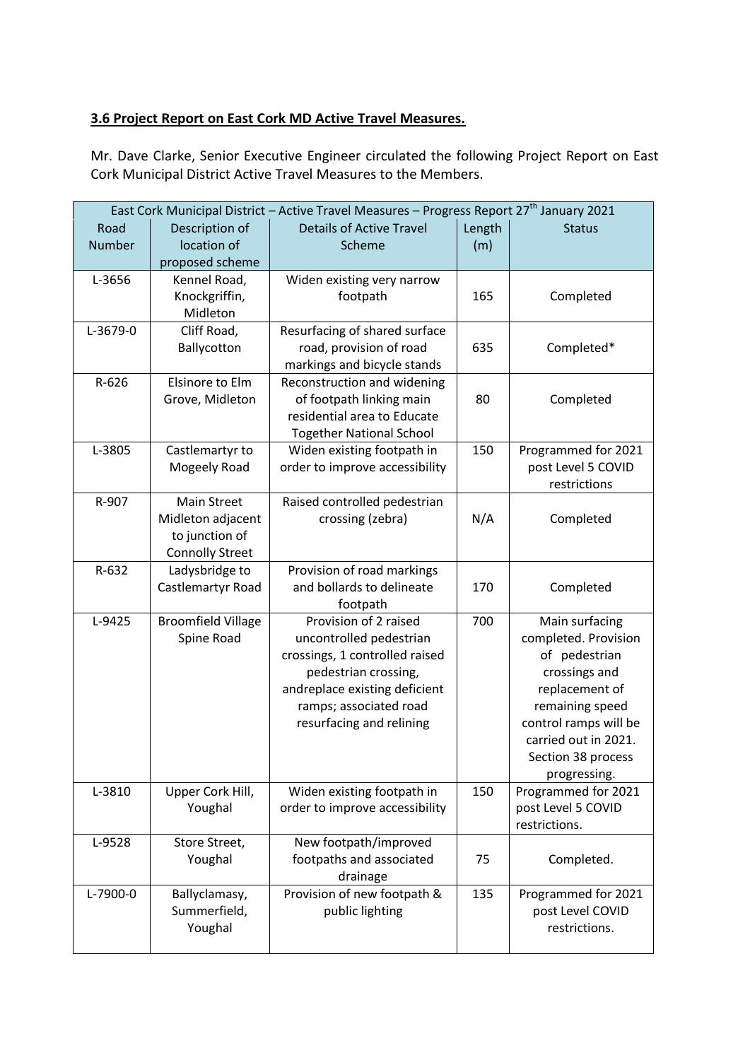**3.6 Project Report on East Cork MD Active Travel Measures.**

Mr. Dave Clarke, Senior Executive Engineer circulated the following Project Report on East Cork Municipal District Active Travel Measures to the Members.

| East Cork Municipal District – Active Travel Measures – Progress Report 27th January 2021 | | | | |
|---|---|---|---|---|
| Road Number | Description of location of proposed scheme | Details of Active Travel Scheme | Length (m) | Status |
| L-3656 | Kennel Road, Knockgriffin, Midleton | Widen existing very narrow footpath | 165 | Completed |
| L-3679-0 | Cliff Road, Ballycotton | Resurfacing of shared surface road, provision of road markings and bicycle stands | 635 | Completed* |
| R-626 | Elsinore to Elm Grove, Midleton | Reconstruction and widening of footpath linking main residential area to Educate Together National School | 80 | Completed |
| L-3805 | Castlemartyr to Mogeely Road | Widen existing footpath in order to improve accessibility | 150 | Programmed for 2021 post Level 5 COVID restrictions |
| R-907 | Main Street Midleton adjacent to junction of Connolly Street | Raised controlled pedestrian crossing (zebra) | N/A | Completed |
| R-632 | Ladysbridge to Castlemartyr Road | Provision of road markings and bollards to delineate footpath | 170 | Completed |
| L-9425 | Broomfield Village Spine Road | Provision of 2 raised uncontrolled pedestrian crossings, 1 controlled raised pedestrian crossing, andreplace existing deficient ramps; associated road resurfacing and relining | 700 | Main surfacing completed. Provision of pedestrian crossings and replacement of remaining speed control ramps will be carried out in 2021. Section 38 process progressing. |
| L-3810 | Upper Cork Hill, Youghal | Widen existing footpath in order to improve accessibility | 150 | Programmed for 2021 post Level 5 COVID restrictions. |
| L-9528 | Store Street, Youghal | New footpath/improved footpaths and associated drainage | 75 | Completed. |
| L-7900-0 | Ballyclamasy, Summerfield, Youghal | Provision of new footpath & public lighting | 135 | Programmed for 2021 post Level COVID restrictions. |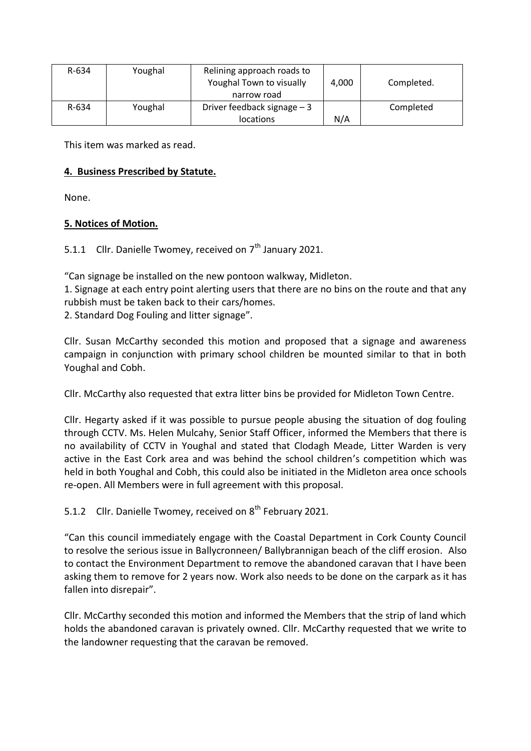| R-634 | Youghal | Relining approach roads to Youghal Town to visually narrow road | 4,000 | Completed. |
|---|---|---|---|---|
| R-634 | Youghal | Driver feedback signage – 3 locations | N/A | Completed |

This item was marked as read.

**4. Business Prescribed by Statute.**

None.

**5. Notices of Motion.**

5.1.1 Cllr. Danielle Twomey, received on 7th January 2021.

"Can signage be installed on the new pontoon walkway, Midleton.
1. Signage at each entry point alerting users that there are no bins on the route and that any rubbish must be taken back to their cars/homes.
2. Standard Dog Fouling and litter signage".

Cllr. Susan McCarthy seconded this motion and proposed that a signage and awareness campaign in conjunction with primary school children be mounted similar to that in both Youghal and Cobh.

Cllr. McCarthy also requested that extra litter bins be provided for Midleton Town Centre.

Cllr. Hegarty asked if it was possible to pursue people abusing the situation of dog fouling through CCTV. Ms. Helen Mulcahy, Senior Staff Officer, informed the Members that there is no availability of CCTV in Youghal and stated that Clodagh Meade, Litter Warden is very active in the East Cork area and was behind the school children's competition which was held in both Youghal and Cobh, this could also be initiated in the Midleton area once schools re-open. All Members were in full agreement with this proposal.

5.1.2 Cllr. Danielle Twomey, received on 8th February 2021.

"Can this council immediately engage with the Coastal Department in Cork County Council to resolve the serious issue in Ballycronneen/ Ballybrannigan beach of the cliff erosion. Also to contact the Environment Department to remove the abandoned caravan that I have been asking them to remove for 2 years now. Work also needs to be done on the carpark as it has fallen into disrepair".

Cllr. McCarthy seconded this motion and informed the Members that the strip of land which holds the abandoned caravan is privately owned. Cllr. McCarthy requested that we write to the landowner requesting that the caravan be removed.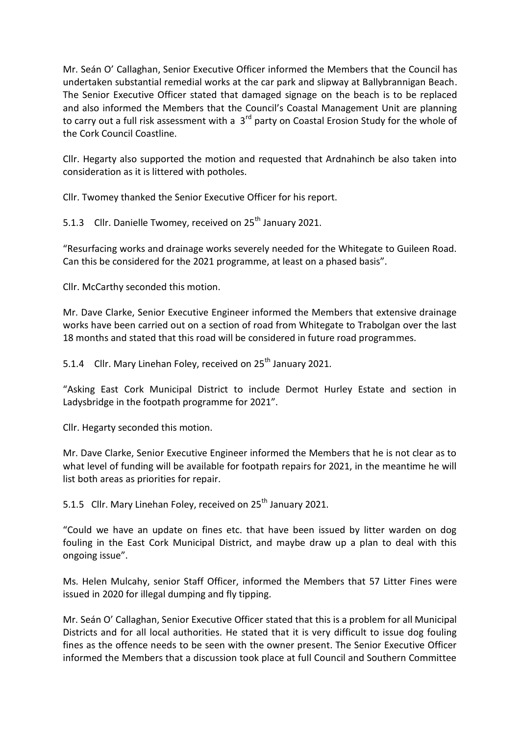Mr. Seán O' Callaghan, Senior Executive Officer informed the Members that the Council has undertaken substantial remedial works at the car park and slipway at Ballybrannigan Beach. The Senior Executive Officer stated that damaged signage on the beach is to be replaced and also informed the Members that the Council's Coastal Management Unit are planning to carry out a full risk assessment with a 3rd party on Coastal Erosion Study for the whole of the Cork Council Coastline.

Cllr. Hegarty also supported the motion and requested that Ardnahinch be also taken into consideration as it is littered with potholes.

Cllr. Twomey thanked the Senior Executive Officer for his report.

5.1.3 Cllr. Danielle Twomey, received on 25th January 2021.

"Resurfacing works and drainage works severely needed for the Whitegate to Guileen Road. Can this be considered for the 2021 programme, at least on a phased basis".

Cllr. McCarthy seconded this motion.

Mr. Dave Clarke, Senior Executive Engineer informed the Members that extensive drainage works have been carried out on a section of road from Whitegate to Trabolgan over the last 18 months and stated that this road will be considered in future road programmes.

5.1.4 Cllr. Mary Linehan Foley, received on 25th January 2021.

"Asking East Cork Municipal District to include Dermot Hurley Estate and section in Ladysbridge in the footpath programme for 2021".

Cllr. Hegarty seconded this motion.

Mr. Dave Clarke, Senior Executive Engineer informed the Members that he is not clear as to what level of funding will be available for footpath repairs for 2021, in the meantime he will list both areas as priorities for repair.

5.1.5 Cllr. Mary Linehan Foley, received on 25th January 2021.

"Could we have an update on fines etc. that have been issued by litter warden on dog fouling in the East Cork Municipal District, and maybe draw up a plan to deal with this ongoing issue".

Ms. Helen Mulcahy, senior Staff Officer, informed the Members that 57 Litter Fines were issued in 2020 for illegal dumping and fly tipping.

Mr. Seán O' Callaghan, Senior Executive Officer stated that this is a problem for all Municipal Districts and for all local authorities. He stated that it is very difficult to issue dog fouling fines as the offence needs to be seen with the owner present. The Senior Executive Officer informed the Members that a discussion took place at full Council and Southern Committee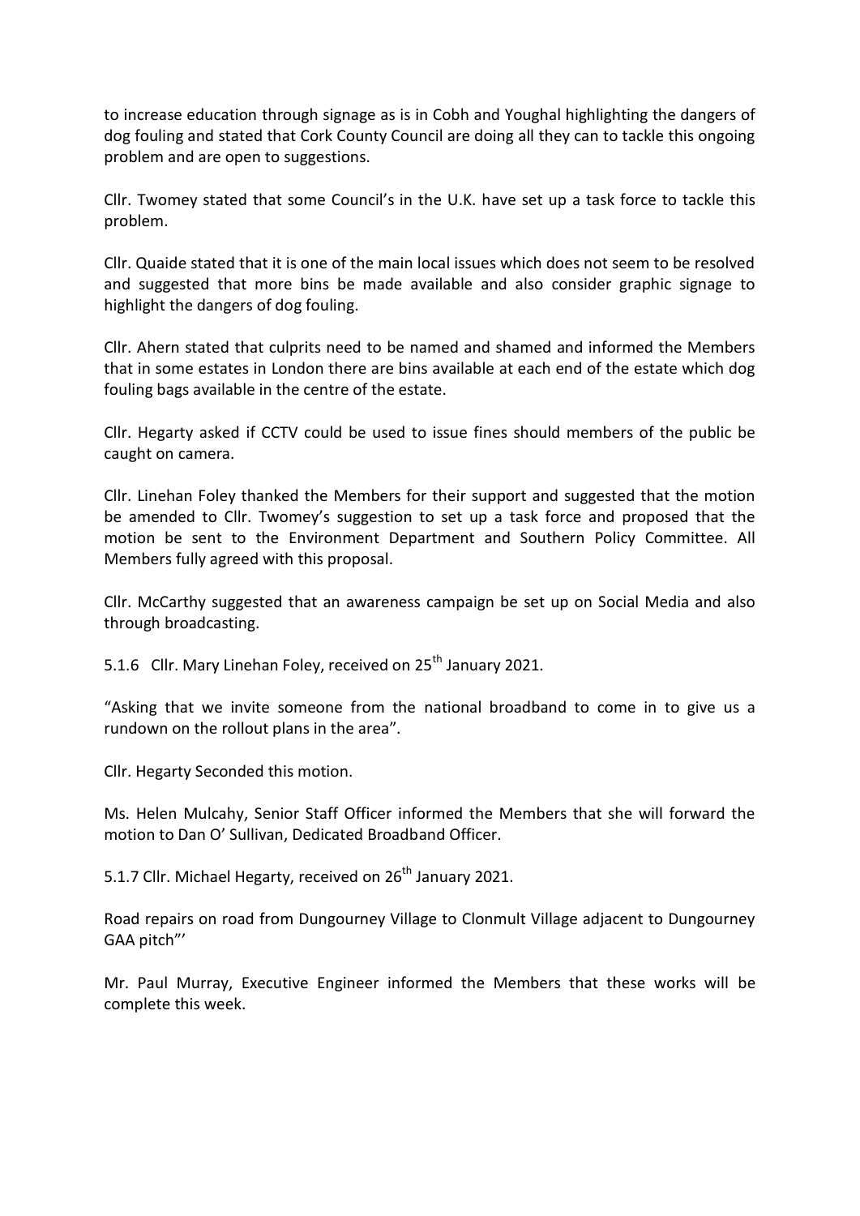to increase education through signage as is in Cobh and Youghal highlighting the dangers of dog fouling and stated that Cork County Council are doing all they can to tackle this ongoing problem and are open to suggestions.

Cllr. Twomey stated that some Council's in the U.K. have set up a task force to tackle this problem.

Cllr. Quaide stated that it is one of the main local issues which does not seem to be resolved and suggested that more bins be made available and also consider graphic signage to highlight the dangers of dog fouling.

Cllr. Ahern stated that culprits need to be named and shamed and informed the Members that in some estates in London there are bins available at each end of the estate which dog fouling bags available in the centre of the estate.

Cllr. Hegarty asked if CCTV could be used to issue fines should members of the public be caught on camera.

Cllr. Linehan Foley thanked the Members for their support and suggested that the motion be amended to Cllr. Twomey's suggestion to set up a task force and proposed that the motion be sent to the Environment Department and Southern Policy Committee. All Members fully agreed with this proposal.

Cllr. McCarthy suggested that an awareness campaign be set up on Social Media and also through broadcasting.

5.1.6 Cllr. Mary Linehan Foley, received on 25th January 2021.

"Asking that we invite someone from the national broadband to come in to give us a rundown on the rollout plans in the area".

Cllr. Hegarty Seconded this motion.

Ms. Helen Mulcahy, Senior Staff Officer informed the Members that she will forward the motion to Dan O' Sullivan, Dedicated Broadband Officer.

5.1.7 Cllr. Michael Hegarty, received on 26th January 2021.

Road repairs on road from Dungourney Village to Clonmult Village adjacent to Dungourney GAA pitch"'

Mr. Paul Murray, Executive Engineer informed the Members that these works will be complete this week.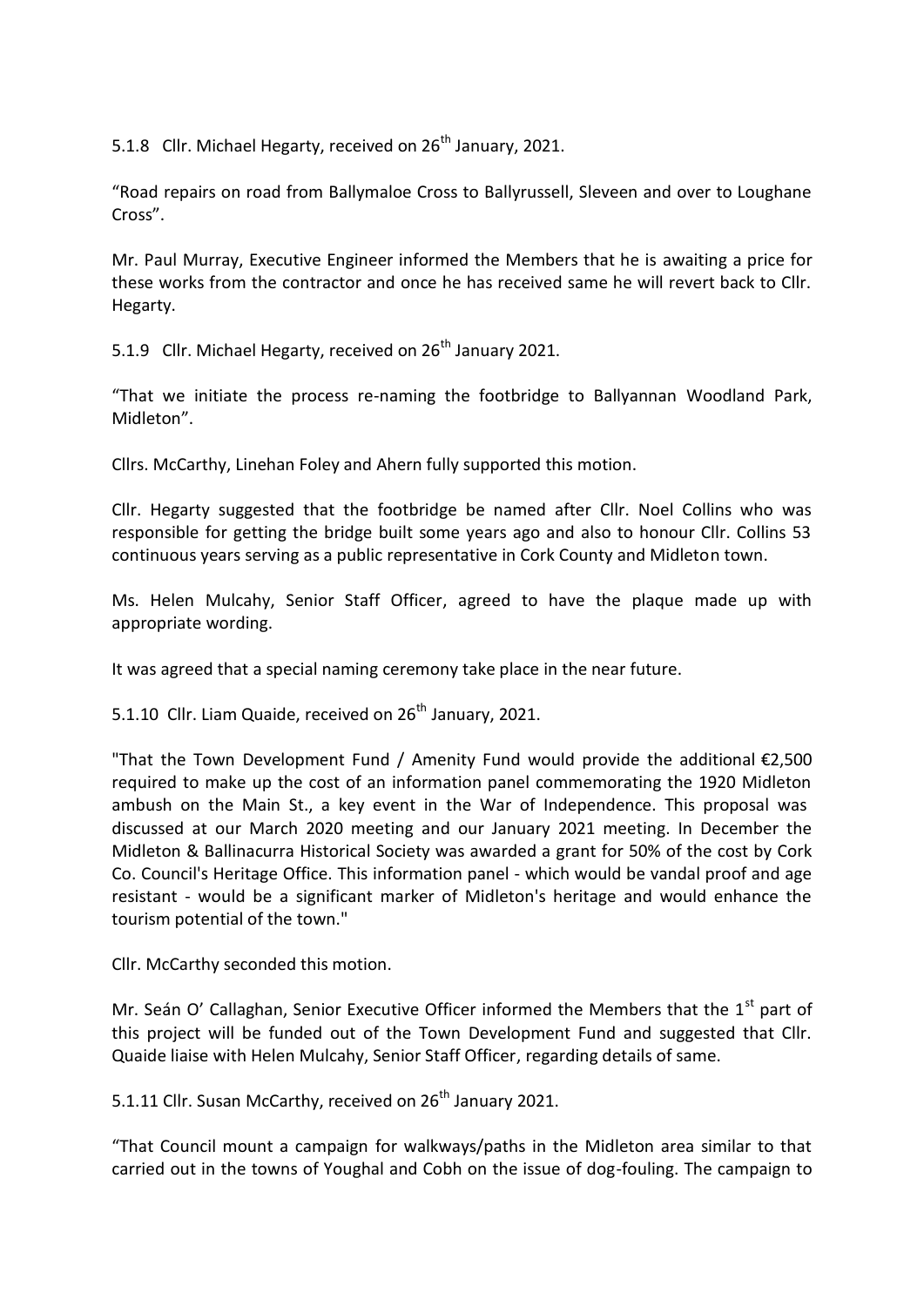5.1.8 Cllr. Michael Hegarty, received on 26th January, 2021.

"Road repairs on road from Ballymaloe Cross to Ballyrussell, Sleveen and over to Loughane Cross".

Mr. Paul Murray, Executive Engineer informed the Members that he is awaiting a price for these works from the contractor and once he has received same he will revert back to Cllr. Hegarty.

5.1.9 Cllr. Michael Hegarty, received on 26th January 2021.

"That we initiate the process re-naming the footbridge to Ballyannan Woodland Park, Midleton".

Cllrs. McCarthy, Linehan Foley and Ahern fully supported this motion.

Cllr. Hegarty suggested that the footbridge be named after Cllr. Noel Collins who was responsible for getting the bridge built some years ago and also to honour Cllr. Collins 53 continuous years serving as a public representative in Cork County and Midleton town.

Ms. Helen Mulcahy, Senior Staff Officer, agreed to have the plaque made up with appropriate wording.

It was agreed that a special naming ceremony take place in the near future.

5.1.10 Cllr. Liam Quaide, received on 26th January, 2021.

"That the Town Development Fund / Amenity Fund would provide the additional €2,500 required to make up the cost of an information panel commemorating the 1920 Midleton ambush on the Main St., a key event in the War of Independence. This proposal was discussed at our March 2020 meeting and our January 2021 meeting. In December the Midleton & Ballinacurra Historical Society was awarded a grant for 50% of the cost by Cork Co. Council's Heritage Office. This information panel - which would be vandal proof and age resistant - would be a significant marker of Midleton's heritage and would enhance the tourism potential of the town."

Cllr. McCarthy seconded this motion.

Mr. Seán O' Callaghan, Senior Executive Officer informed the Members that the 1st part of this project will be funded out of the Town Development Fund and suggested that Cllr. Quaide liaise with Helen Mulcahy, Senior Staff Officer, regarding details of same.

5.1.11 Cllr. Susan McCarthy, received on 26th January 2021.

"That Council mount a campaign for walkways/paths in the Midleton area similar to that carried out in the towns of Youghal and Cobh on the issue of dog-fouling. The campaign to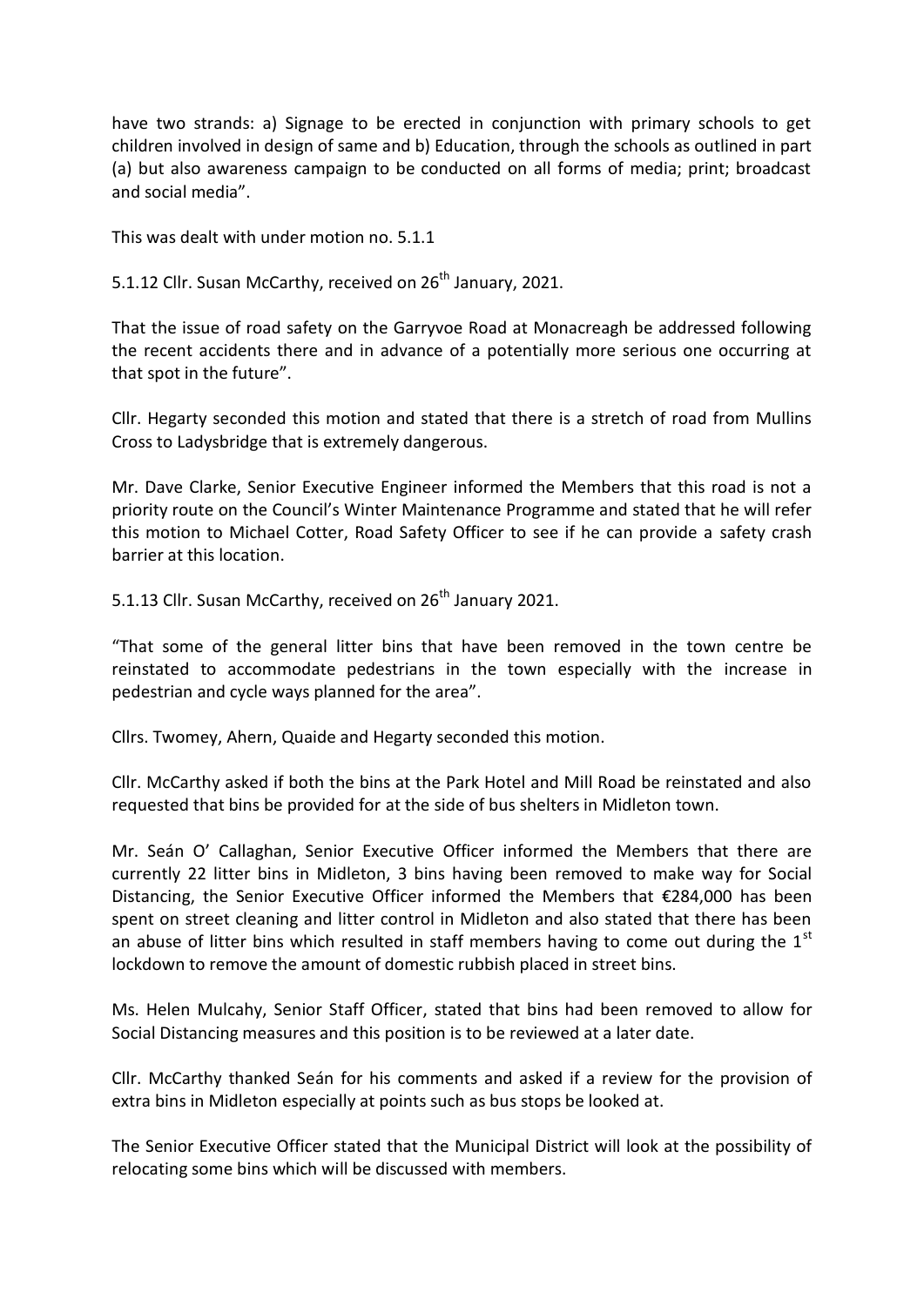have two strands: a) Signage to be erected in conjunction with primary schools to get children involved in design of same and b) Education, through the schools as outlined in part (a) but also awareness campaign to be conducted on all forms of media; print; broadcast and social media".

This was dealt with under motion no. 5.1.1

5.1.12 Cllr. Susan McCarthy, received on 26th January, 2021.

That the issue of road safety on the Garryvoe Road at Monacreagh be addressed following the recent accidents there and in advance of a potentially more serious one occurring at that spot in the future".

Cllr. Hegarty seconded this motion and stated that there is a stretch of road from Mullins Cross to Ladysbridge that is extremely dangerous.

Mr. Dave Clarke, Senior Executive Engineer informed the Members that this road is not a priority route on the Council's Winter Maintenance Programme and stated that he will refer this motion to Michael Cotter, Road Safety Officer to see if he can provide a safety crash barrier at this location.

5.1.13 Cllr. Susan McCarthy, received on 26th January 2021.

"That some of the general litter bins that have been removed in the town centre be reinstated to accommodate pedestrians in the town especially with the increase in pedestrian and cycle ways planned for the area".

Cllrs. Twomey, Ahern, Quaide and Hegarty seconded this motion.

Cllr. McCarthy asked if both the bins at the Park Hotel and Mill Road be reinstated and also requested that bins be provided for at the side of bus shelters in Midleton town.

Mr. Seán O' Callaghan, Senior Executive Officer informed the Members that there are currently 22 litter bins in Midleton, 3 bins having been removed to make way for Social Distancing, the Senior Executive Officer informed the Members that €284,000 has been spent on street cleaning and litter control in Midleton and also stated that there has been an abuse of litter bins which resulted in staff members having to come out during the 1st lockdown to remove the amount of domestic rubbish placed in street bins.

Ms. Helen Mulcahy, Senior Staff Officer, stated that bins had been removed to allow for Social Distancing measures and this position is to be reviewed at a later date.

Cllr. McCarthy thanked Seán for his comments and asked if a review for the provision of extra bins in Midleton especially at points such as bus stops be looked at.

The Senior Executive Officer stated that the Municipal District will look at the possibility of relocating some bins which will be discussed with members.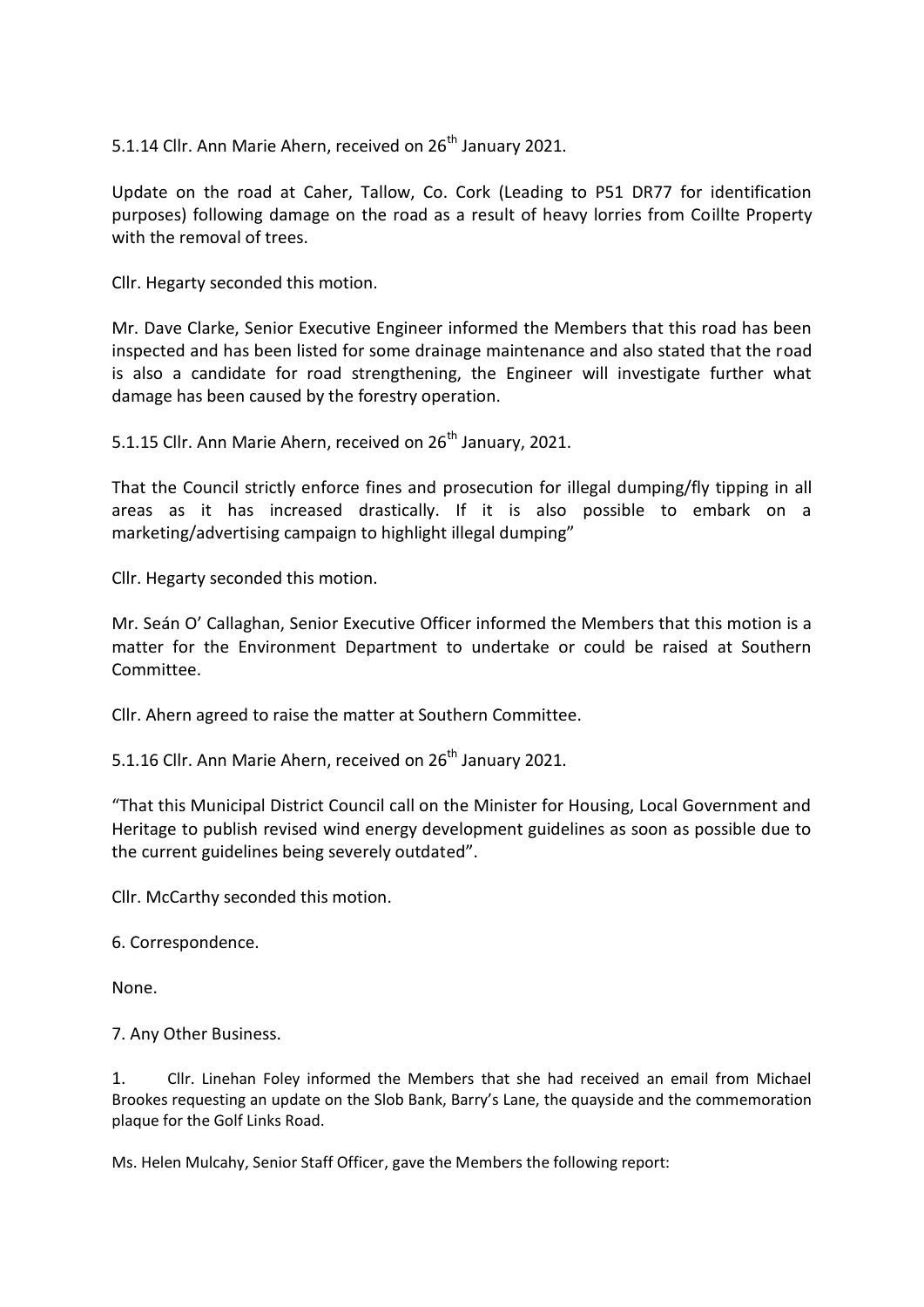5.1.14 Cllr. Ann Marie Ahern, received on 26th January 2021.

Update on the road at Caher, Tallow, Co. Cork (Leading to P51 DR77 for identification purposes) following damage on the road as a result of heavy lorries from Coillte Property with the removal of trees.

Cllr. Hegarty seconded this motion.

Mr. Dave Clarke, Senior Executive Engineer informed the Members that this road has been inspected and has been listed for some drainage maintenance and also stated that the road is also a candidate for road strengthening, the Engineer will investigate further what damage has been caused by the forestry operation.

5.1.15 Cllr. Ann Marie Ahern, received on 26th January, 2021.

That the Council strictly enforce fines and prosecution for illegal dumping/fly tipping in all areas as it has increased drastically. If it is also possible to embark on a marketing/advertising campaign to highlight illegal dumping"

Cllr. Hegarty seconded this motion.

Mr. Seán O' Callaghan, Senior Executive Officer informed the Members that this motion is a matter for the Environment Department to undertake or could be raised at Southern Committee.

Cllr. Ahern agreed to raise the matter at Southern Committee.

5.1.16 Cllr. Ann Marie Ahern, received on 26th January 2021.

"That this Municipal District Council call on the Minister for Housing, Local Government and Heritage to publish revised wind energy development guidelines as soon as possible due to the current guidelines being severely outdated".

Cllr. McCarthy seconded this motion.

6. Correspondence.

None.

7. Any Other Business.

1. Cllr. Linehan Foley informed the Members that she had received an email from Michael Brookes requesting an update on the Slob Bank, Barry's Lane, the quayside and the commemoration plaque for the Golf Links Road.

Ms. Helen Mulcahy, Senior Staff Officer, gave the Members the following report: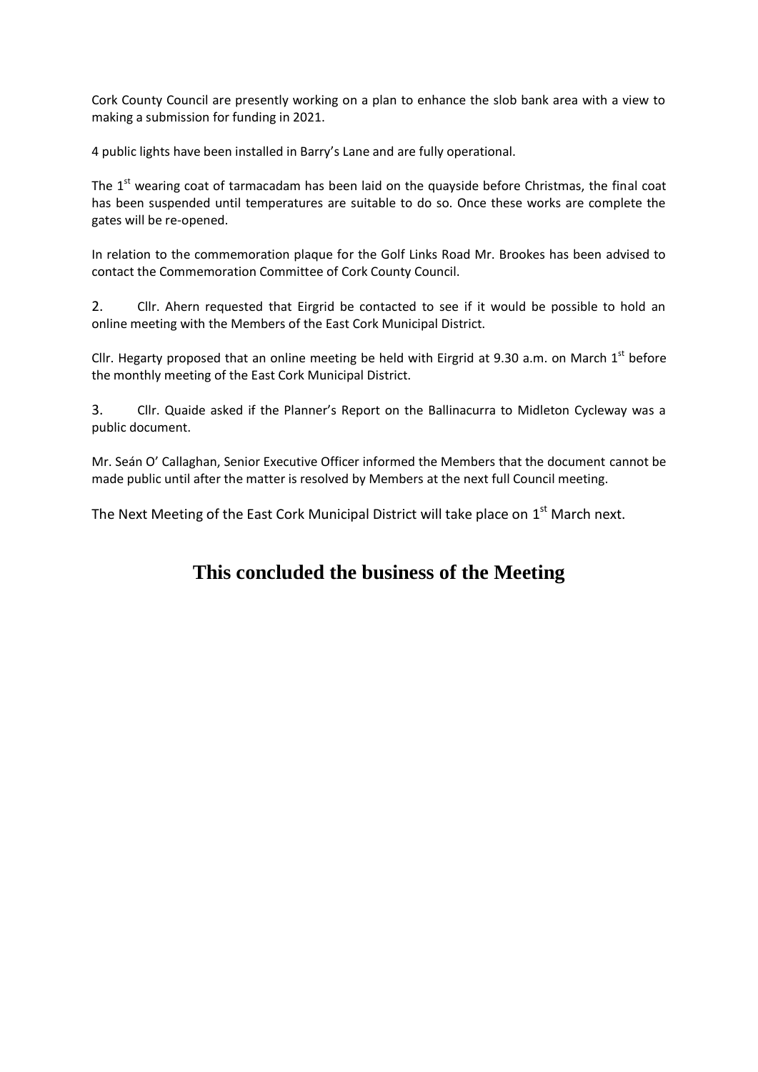Cork County Council are presently working on a plan to enhance the slob bank area with a view to making a submission for funding in 2021.

4 public lights have been installed in Barry's Lane and are fully operational.

The 1st wearing coat of tarmacadam has been laid on the quayside before Christmas, the final coat has been suspended until temperatures are suitable to do so. Once these works are complete the gates will be re-opened.

In relation to the commemoration plaque for the Golf Links Road Mr. Brookes has been advised to contact the Commemoration Committee of Cork County Council.

2. Cllr. Ahern requested that Eirgrid be contacted to see if it would be possible to hold an online meeting with the Members of the East Cork Municipal District.

Cllr. Hegarty proposed that an online meeting be held with Eirgrid at 9.30 a.m. on March 1st before the monthly meeting of the East Cork Municipal District.

3. Cllr. Quaide asked if the Planner's Report on the Ballinacurra to Midleton Cycleway was a public document.

Mr. Seán O' Callaghan, Senior Executive Officer informed the Members that the document cannot be made public until after the matter is resolved by Members at the next full Council meeting.

The Next Meeting of the East Cork Municipal District will take place on 1st March next.

## This concluded the business of the Meeting